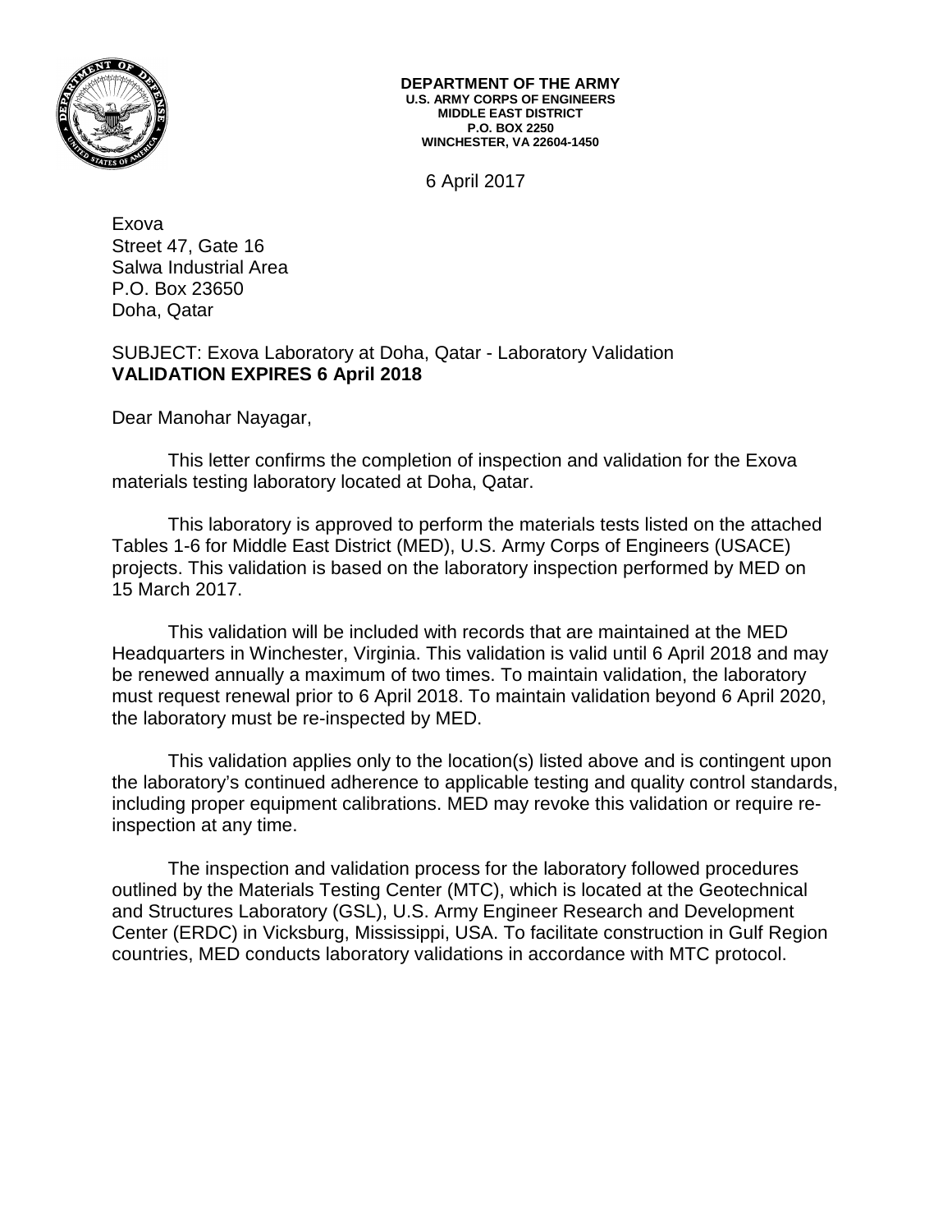**DEPARTMENT OF THE ARMY**
**U.S. ARMY CORPS OF ENGINEERS**
**MIDDLE EAST DISTRICT**
**P.O. BOX 2250**
**WINCHESTER, VA 22604-1450**

6 April 2017

Exova
Street 47, Gate 16
Salwa Industrial Area
P.O. Box 23650
Doha, Qatar

SUBJECT: Exova Laboratory at Doha, Qatar - Laboratory Validation
**VALIDATION EXPIRES 6 April 2018**

Dear Manohar Nayagar,

This letter confirms the completion of inspection and validation for the Exova materials testing laboratory located at Doha, Qatar.

This laboratory is approved to perform the materials tests listed on the attached Tables 1-6 for Middle East District (MED), U.S. Army Corps of Engineers (USACE) projects. This validation is based on the laboratory inspection performed by MED on 15 March 2017.

This validation will be included with records that are maintained at the MED Headquarters in Winchester, Virginia. This validation is valid until 6 April 2018 and may be renewed annually a maximum of two times. To maintain validation, the laboratory must request renewal prior to 6 April 2018. To maintain validation beyond 6 April 2020, the laboratory must be re-inspected by MED.

This validation applies only to the location(s) listed above and is contingent upon the laboratory's continued adherence to applicable testing and quality control standards, including proper equipment calibrations. MED may revoke this validation or require re-inspection at any time.

The inspection and validation process for the laboratory followed procedures outlined by the Materials Testing Center (MTC), which is located at the Geotechnical and Structures Laboratory (GSL), U.S. Army Engineer Research and Development Center (ERDC) in Vicksburg, Mississippi, USA. To facilitate construction in Gulf Region countries, MED conducts laboratory validations in accordance with MTC protocol.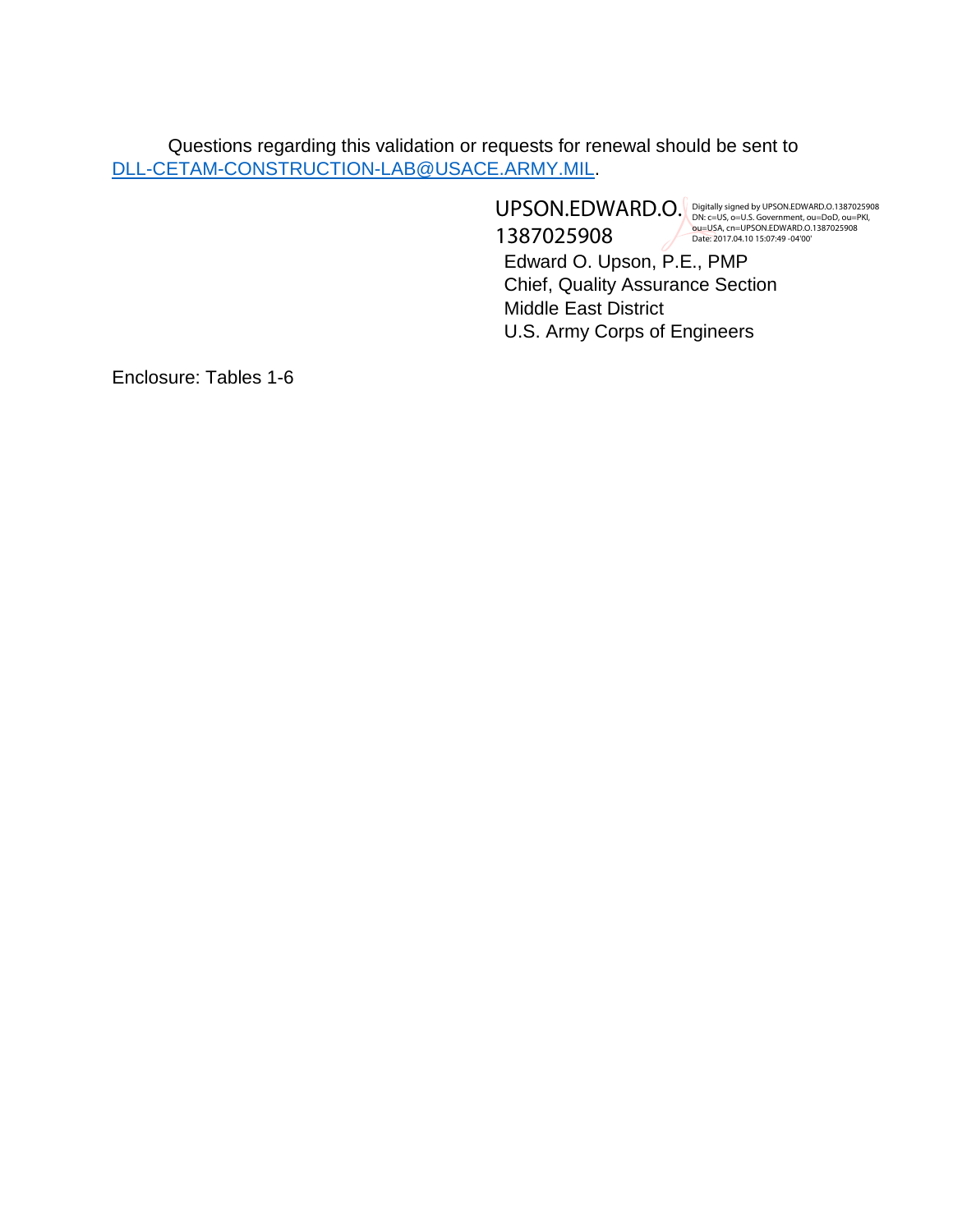Questions regarding this validation or requests for renewal should be sent to DLL-CETAM-CONSTRUCTION-LAB@USACE.ARMY.MIL.

UPSON.EDWARD.O.1387025908

Digitally signed by UPSON.EDWARD.O.1387025908
DN: c=US, o=U.S. Government, ou=DoD, ou=PKI, ou=USA, cn=UPSON.EDWARD.O.1387025908
Date: 2017.04.10 15:07:49 -04'00'

Edward O. Upson, P.E., PMP
Chief, Quality Assurance Section
Middle East District
U.S. Army Corps of Engineers

Enclosure: Tables 1-6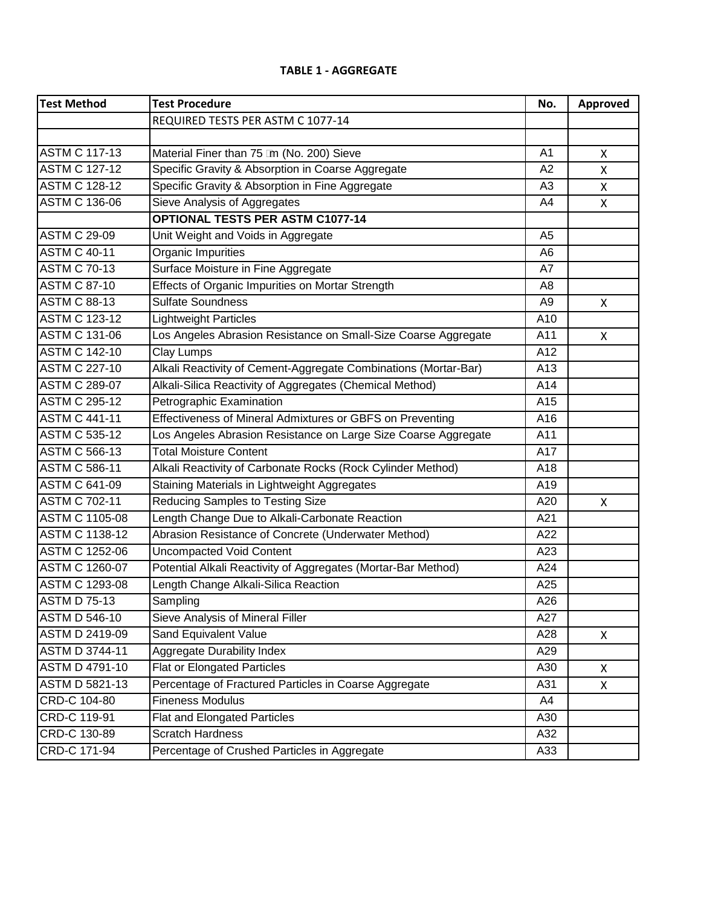**TABLE 1 - AGGREGATE**

| Test Method | Test Procedure | No. | Approved |
|---|---|---|---|
| | REQUIRED TESTS PER ASTM C 1077-14 | | |
| | | | |
| ASTM C 117-13 | Material Finer than 75 μm (No. 200) Sieve | A1 | X |
| ASTM C 127-12 | Specific Gravity & Absorption in Coarse Aggregate | A2 | X |
| ASTM C 128-12 | Specific Gravity & Absorption in Fine Aggregate | A3 | X |
| ASTM C 136-06 | Sieve Analysis of Aggregates | A4 | X |
| | **OPTIONAL TESTS PER ASTM C1077-14** | | |
| ASTM C 29-09 | Unit Weight and Voids in Aggregate | A5 | |
| ASTM C 40-11 | Organic Impurities | A6 | |
| ASTM C 70-13 | Surface Moisture in Fine Aggregate | A7 | |
| ASTM C 87-10 | Effects of Organic Impurities on Mortar Strength | A8 | |
| ASTM C 88-13 | Sulfate Soundness | A9 | X |
| ASTM C 123-12 | Lightweight Particles | A10 | |
| ASTM C 131-06 | Los Angeles Abrasion Resistance on Small-Size Coarse Aggregate | A11 | X |
| ASTM C 142-10 | Clay Lumps | A12 | |
| ASTM C 227-10 | Alkali Reactivity of Cement-Aggregate Combinations (Mortar-Bar) | A13 | |
| ASTM C 289-07 | Alkali-Silica Reactivity of Aggregates (Chemical Method) | A14 | |
| ASTM C 295-12 | Petrographic Examination | A15 | |
| ASTM C 441-11 | Effectiveness of Mineral Admixtures or GBFS on Preventing | A16 | |
| ASTM C 535-12 | Los Angeles Abrasion Resistance on Large Size Coarse Aggregate | A11 | |
| ASTM C 566-13 | Total Moisture Content | A17 | |
| ASTM C 586-11 | Alkali Reactivity of Carbonate Rocks (Rock Cylinder Method) | A18 | |
| ASTM C 641-09 | Staining Materials in Lightweight Aggregates | A19 | |
| ASTM C 702-11 | Reducing Samples to Testing Size | A20 | X |
| ASTM C 1105-08 | Length Change Due to Alkali-Carbonate Reaction | A21 | |
| ASTM C 1138-12 | Abrasion Resistance of Concrete (Underwater Method) | A22 | |
| ASTM C 1252-06 | Uncompacted Void Content | A23 | |
| ASTM C 1260-07 | Potential Alkali Reactivity of Aggregates (Mortar-Bar Method) | A24 | |
| ASTM C 1293-08 | Length Change Alkali-Silica Reaction | A25 | |
| ASTM D 75-13 | Sampling | A26 | |
| ASTM D 546-10 | Sieve Analysis of Mineral Filler | A27 | |
| ASTM D 2419-09 | Sand Equivalent Value | A28 | X |
| ASTM D 3744-11 | Aggregate Durability Index | A29 | |
| ASTM D 4791-10 | Flat or Elongated Particles | A30 | X |
| ASTM D 5821-13 | Percentage of Fractured Particles in Coarse Aggregate | A31 | X |
| CRD-C 104-80 | Fineness Modulus | A4 | |
| CRD-C 119-91 | Flat and Elongated Particles | A30 | |
| CRD-C 130-89 | Scratch Hardness | A32 | |
| CRD-C 171-94 | Percentage of Crushed Particles in Aggregate | A33 | |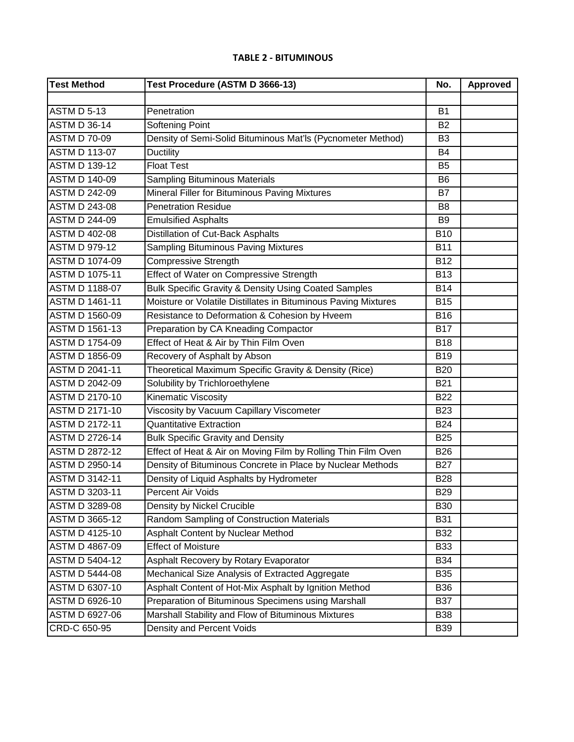**TABLE 2 - BITUMINOUS**

| Test Method | Test Procedure (ASTM D 3666-13) | No. | Approved |
|---|---|---|---|
| | | | |
| ASTM D 5-13 | Penetration | B1 | |
| ASTM D 36-14 | Softening Point | B2 | |
| ASTM D 70-09 | Density of Semi-Solid Bituminous Mat'ls (Pycnometer Method) | B3 | |
| ASTM D 113-07 | Ductility | B4 | |
| ASTM D 139-12 | Float Test | B5 | |
| ASTM D 140-09 | Sampling Bituminous Materials | B6 | |
| ASTM D 242-09 | Mineral Filler for Bituminous Paving Mixtures | B7 | |
| ASTM D 243-08 | Penetration Residue | B8 | |
| ASTM D 244-09 | Emulsified Asphalts | B9 | |
| ASTM D 402-08 | Distillation of Cut-Back Asphalts | B10 | |
| ASTM D 979-12 | Sampling Bituminous Paving Mixtures | B11 | |
| ASTM D 1074-09 | Compressive Strength | B12 | |
| ASTM D 1075-11 | Effect of Water on Compressive Strength | B13 | |
| ASTM D 1188-07 | Bulk Specific Gravity & Density Using Coated Samples | B14 | |
| ASTM D 1461-11 | Moisture or Volatile Distillates in Bituminous Paving Mixtures | B15 | |
| ASTM D 1560-09 | Resistance to Deformation & Cohesion by Hveem | B16 | |
| ASTM D 1561-13 | Preparation by CA Kneading Compactor | B17 | |
| ASTM D 1754-09 | Effect of Heat & Air by Thin Film Oven | B18 | |
| ASTM D 1856-09 | Recovery of Asphalt by Abson | B19 | |
| ASTM D 2041-11 | Theoretical Maximum Specific Gravity & Density (Rice) | B20 | |
| ASTM D 2042-09 | Solubility by Trichloroethylene | B21 | |
| ASTM D 2170-10 | Kinematic Viscosity | B22 | |
| ASTM D 2171-10 | Viscosity by Vacuum Capillary Viscometer | B23 | |
| ASTM D 2172-11 | Quantitative Extraction | B24 | |
| ASTM D 2726-14 | Bulk Specific Gravity and Density | B25 | |
| ASTM D 2872-12 | Effect of Heat & Air on Moving Film by Rolling Thin Film Oven | B26 | |
| ASTM D 2950-14 | Density of Bituminous Concrete in Place by Nuclear Methods | B27 | |
| ASTM D 3142-11 | Density of Liquid Asphalts by Hydrometer | B28 | |
| ASTM D 3203-11 | Percent Air Voids | B29 | |
| ASTM D 3289-08 | Density by Nickel Crucible | B30 | |
| ASTM D 3665-12 | Random Sampling of Construction Materials | B31 | |
| ASTM D 4125-10 | Asphalt Content by Nuclear Method | B32 | |
| ASTM D 4867-09 | Effect of Moisture | B33 | |
| ASTM D 5404-12 | Asphalt Recovery by Rotary Evaporator | B34 | |
| ASTM D 5444-08 | Mechanical Size Analysis of Extracted Aggregate | B35 | |
| ASTM D 6307-10 | Asphalt Content of Hot-Mix Asphalt by Ignition Method | B36 | |
| ASTM D 6926-10 | Preparation of Bituminous Specimens using Marshall | B37 | |
| ASTM D 6927-06 | Marshall Stability and Flow of Bituminous Mixtures | B38 | |
| CRD-C 650-95 | Density and Percent Voids | B39 | |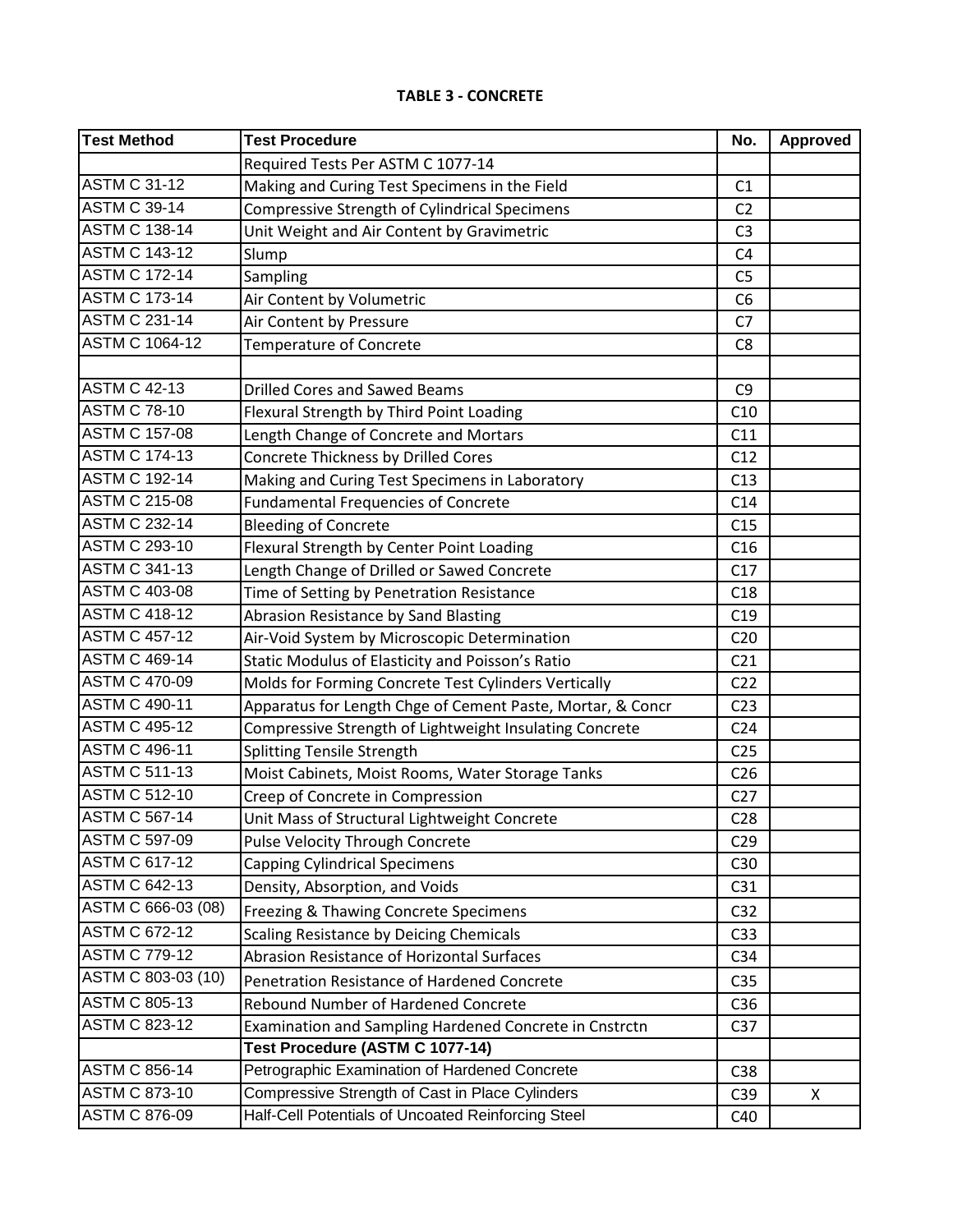**TABLE 3 - CONCRETE**

| Test Method | Test Procedure | No. | Approved |
|---|---|---|---|
| | Required Tests Per ASTM C 1077-14 | | |
| ASTM C 31-12 | Making and Curing Test Specimens in the Field | C1 | |
| ASTM C 39-14 | Compressive Strength of Cylindrical Specimens | C2 | |
| ASTM C 138-14 | Unit Weight and Air Content by Gravimetric | C3 | |
| ASTM C 143-12 | Slump | C4 | |
| ASTM C 172-14 | Sampling | C5 | |
| ASTM C 173-14 | Air Content by Volumetric | C6 | |
| ASTM C 231-14 | Air Content by Pressure | C7 | |
| ASTM C 1064-12 | Temperature of Concrete | C8 | |
| | | | |
| ASTM C 42-13 | Drilled Cores and Sawed Beams | C9 | |
| ASTM C 78-10 | Flexural Strength by Third Point Loading | C10 | |
| ASTM C 157-08 | Length Change of Concrete and Mortars | C11 | |
| ASTM C 174-13 | Concrete Thickness by Drilled Cores | C12 | |
| ASTM C 192-14 | Making and Curing Test Specimens in Laboratory | C13 | |
| ASTM C 215-08 | Fundamental Frequencies of Concrete | C14 | |
| ASTM C 232-14 | Bleeding of Concrete | C15 | |
| ASTM C 293-10 | Flexural Strength by Center Point Loading | C16 | |
| ASTM C 341-13 | Length Change of Drilled or Sawed Concrete | C17 | |
| ASTM C 403-08 | Time of Setting by Penetration Resistance | C18 | |
| ASTM C 418-12 | Abrasion Resistance by Sand Blasting | C19 | |
| ASTM C 457-12 | Air-Void System by Microscopic Determination | C20 | |
| ASTM C 469-14 | Static Modulus of Elasticity and Poisson's Ratio | C21 | |
| ASTM C 470-09 | Molds for Forming Concrete Test Cylinders Vertically | C22 | |
| ASTM C 490-11 | Apparatus for Length Chge of Cement Paste, Mortar, & Concr | C23 | |
| ASTM C 495-12 | Compressive Strength of Lightweight Insulating Concrete | C24 | |
| ASTM C 496-11 | Splitting Tensile Strength | C25 | |
| ASTM C 511-13 | Moist Cabinets, Moist Rooms, Water Storage Tanks | C26 | |
| ASTM C 512-10 | Creep of Concrete in Compression | C27 | |
| ASTM C 567-14 | Unit Mass of Structural Lightweight Concrete | C28 | |
| ASTM C 597-09 | Pulse Velocity Through Concrete | C29 | |
| ASTM C 617-12 | Capping Cylindrical Specimens | C30 | |
| ASTM C 642-13 | Density, Absorption, and Voids | C31 | |
| ASTM C 666-03 (08) | Freezing & Thawing Concrete Specimens | C32 | |
| ASTM C 672-12 | Scaling Resistance by Deicing Chemicals | C33 | |
| ASTM C 779-12 | Abrasion Resistance of Horizontal Surfaces | C34 | |
| ASTM C 803-03 (10) | Penetration Resistance of Hardened Concrete | C35 | |
| ASTM C 805-13 | Rebound Number of Hardened Concrete | C36 | |
| ASTM C 823-12 | Examination and Sampling Hardened Concrete in Cnstrctn | C37 | |
| | **Test Procedure (ASTM C 1077-14)** | | |
| ASTM C 856-14 | Petrographic Examination of Hardened Concrete | C38 | |
| ASTM C 873-10 | Compressive Strength of Cast in Place Cylinders | C39 | X |
| ASTM C 876-09 | Half-Cell Potentials of Uncoated Reinforcing Steel | C40 | |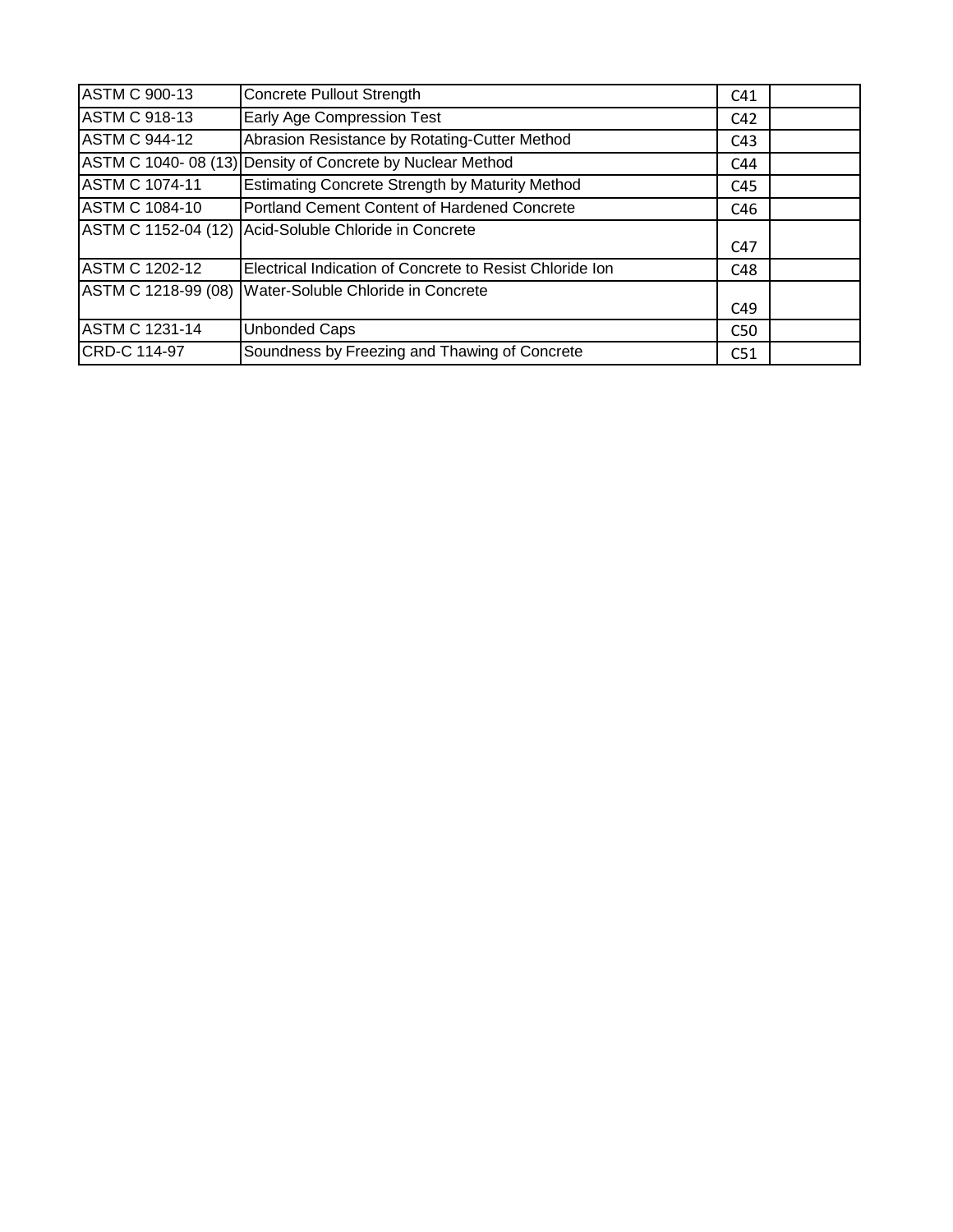| ASTM C 900-13 | Concrete Pullout Strength | C41 | |
|---|---|---|---|
| ASTM C 918-13 | Early Age Compression Test | C42 | |
| ASTM C 944-12 | Abrasion Resistance by Rotating-Cutter Method | C43 | |
| ASTM C 1040- 08 (13) | Density of Concrete by Nuclear Method | C44 | |
| ASTM C 1074-11 | Estimating Concrete Strength by Maturity Method | C45 | |
| ASTM C 1084-10 | Portland Cement Content of Hardened Concrete | C46 | |
| ASTM C 1152-04 (12) | Acid-Soluble Chloride in Concrete | C47 | |
| ASTM C 1202-12 | Electrical Indication of Concrete to Resist Chloride Ion | C48 | |
| ASTM C 1218-99 (08) | Water-Soluble Chloride in Concrete | C49 | |
| ASTM C 1231-14 | Unbonded Caps | C50 | |
| CRD-C 114-97 | Soundness by Freezing and Thawing of Concrete | C51 | |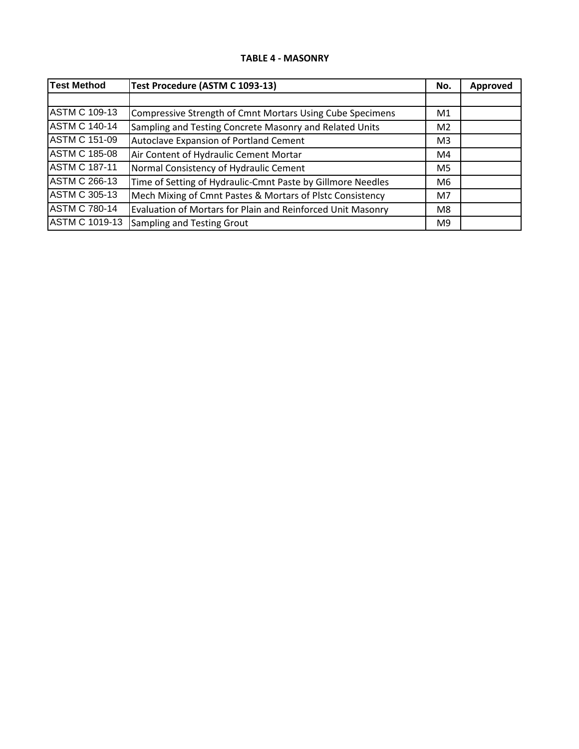**TABLE 4 - MASONRY**

| Test Method | Test Procedure (ASTM C 1093-13) | No. | Approved |
|---|---|---|---|
| | | | |
| ASTM C 109-13 | Compressive Strength of Cmnt Mortars Using Cube Specimens | M1 | |
| ASTM C 140-14 | Sampling and Testing Concrete Masonry and Related Units | M2 | |
| ASTM C 151-09 | Autoclave Expansion of Portland Cement | M3 | |
| ASTM C 185-08 | Air Content of Hydraulic Cement Mortar | M4 | |
| ASTM C 187-11 | Normal Consistency of Hydraulic Cement | M5 | |
| ASTM C 266-13 | Time of Setting of Hydraulic-Cmnt Paste by Gillmore Needles | M6 | |
| ASTM C 305-13 | Mech Mixing of Cmnt Pastes & Mortars of Plstc Consistency | M7 | |
| ASTM C 780-14 | Evaluation of Mortars for Plain and Reinforced Unit Masonry | M8 | |
| ASTM C 1019-13 | Sampling and Testing Grout | M9 | |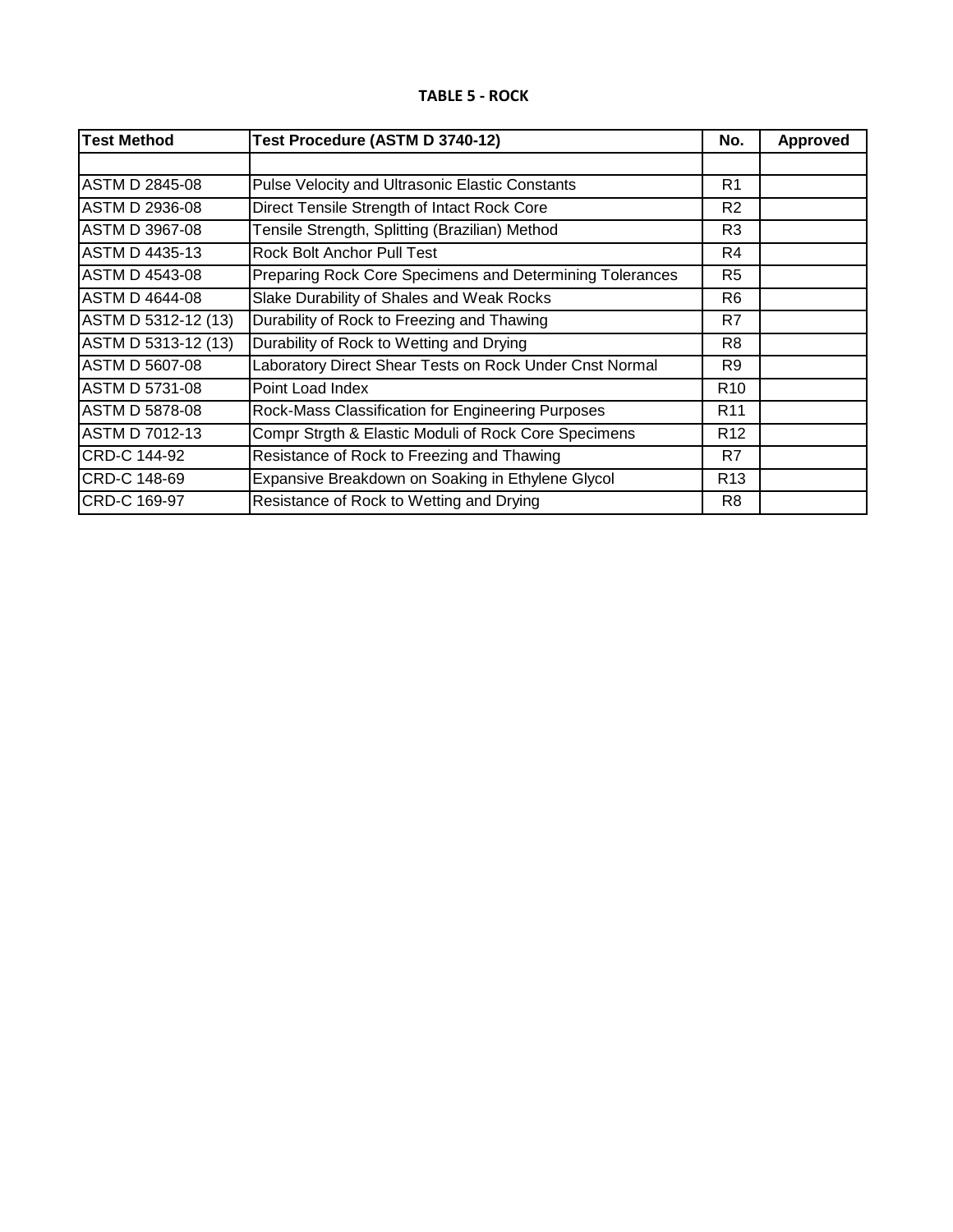**TABLE 5 - ROCK**

| Test Method | Test Procedure (ASTM D 3740-12) | No. | Approved |
|---|---|---|---|
| | | | |
| ASTM D 2845-08 | Pulse Velocity and Ultrasonic Elastic Constants | R1 | |
| ASTM D 2936-08 | Direct Tensile Strength of Intact Rock Core | R2 | |
| ASTM D 3967-08 | Tensile Strength, Splitting (Brazilian) Method | R3 | |
| ASTM D 4435-13 | Rock Bolt Anchor Pull Test | R4 | |
| ASTM D 4543-08 | Preparing Rock Core Specimens and Determining Tolerances | R5 | |
| ASTM D 4644-08 | Slake Durability of Shales and Weak Rocks | R6 | |
| ASTM D 5312-12 (13) | Durability of Rock to Freezing and Thawing | R7 | |
| ASTM D 5313-12 (13) | Durability of Rock to Wetting and Drying | R8 | |
| ASTM D 5607-08 | Laboratory Direct Shear Tests on Rock Under Cnst Normal | R9 | |
| ASTM D 5731-08 | Point Load Index | R10 | |
| ASTM D 5878-08 | Rock-Mass Classification for Engineering Purposes | R11 | |
| ASTM D 7012-13 | Compr Strgth & Elastic Moduli of Rock Core Specimens | R12 | |
| CRD-C 144-92 | Resistance of Rock to Freezing and Thawing | R7 | |
| CRD-C 148-69 | Expansive Breakdown on Soaking in Ethylene Glycol | R13 | |
| CRD-C 169-97 | Resistance of Rock to Wetting and Drying | R8 | |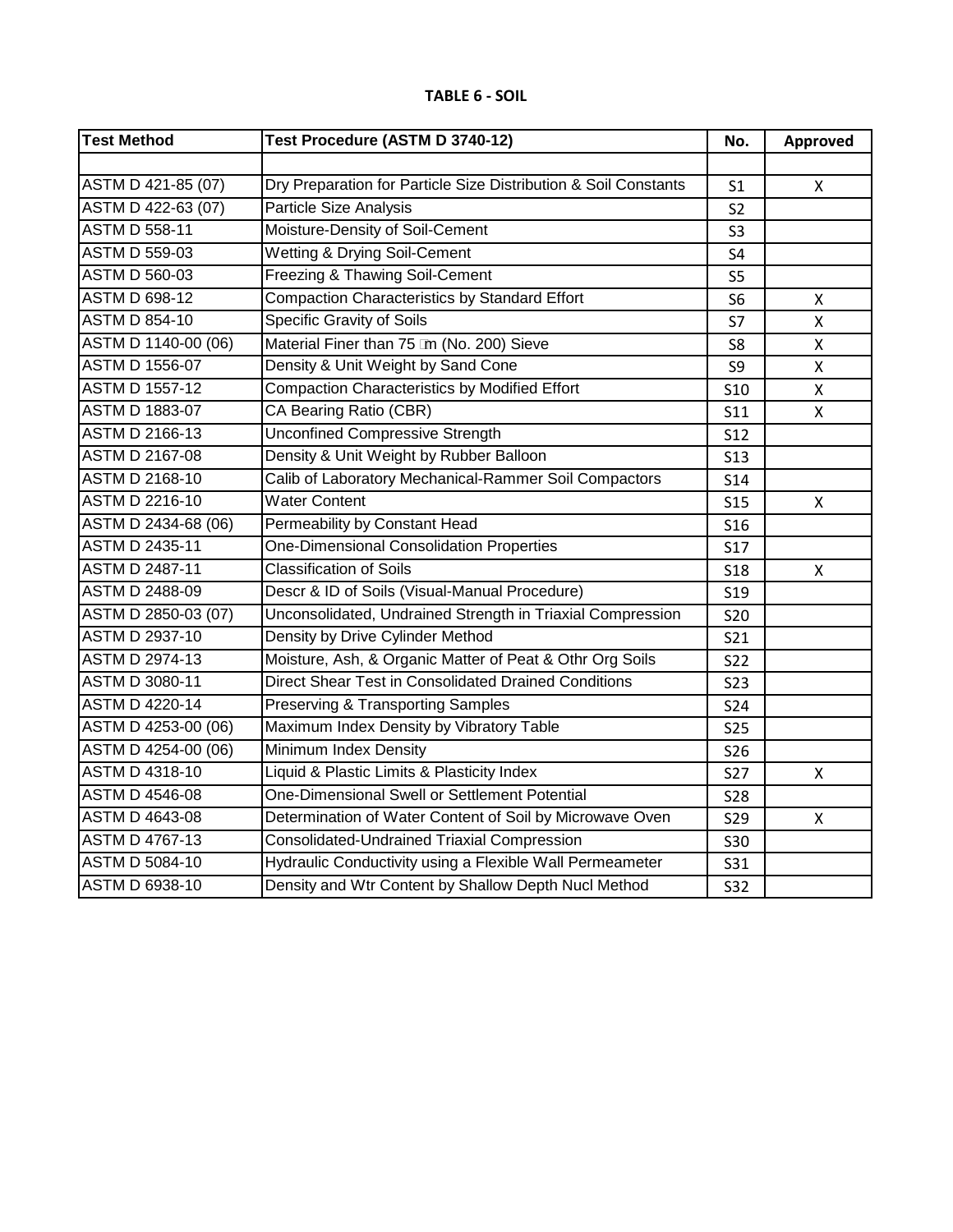**TABLE 6 - SOIL**

| Test Method | Test Procedure (ASTM D 3740-12) | No. | Approved |
|---|---|---|---|
| | | | |
| ASTM D 421-85 (07) | Dry Preparation for Particle Size Distribution & Soil Constants | S1 | X |
| ASTM D 422-63 (07) | Particle Size Analysis | S2 | |
| ASTM D 558-11 | Moisture-Density of Soil-Cement | S3 | |
| ASTM D 559-03 | Wetting & Drying Soil-Cement | S4 | |
| ASTM D 560-03 | Freezing & Thawing Soil-Cement | S5 | |
| ASTM D 698-12 | Compaction Characteristics by Standard Effort | S6 | X |
| ASTM D 854-10 | Specific Gravity of Soils | S7 | X |
| ASTM D 1140-00 (06) | Material Finer than 75 µm (No. 200) Sieve | S8 | X |
| ASTM D 1556-07 | Density & Unit Weight by Sand Cone | S9 | X |
| ASTM D 1557-12 | Compaction Characteristics by Modified Effort | S10 | X |
| ASTM D 1883-07 | CA Bearing Ratio (CBR) | S11 | X |
| ASTM D 2166-13 | Unconfined Compressive Strength | S12 | |
| ASTM D 2167-08 | Density & Unit Weight by Rubber Balloon | S13 | |
| ASTM D 2168-10 | Calib of Laboratory Mechanical-Rammer Soil Compactors | S14 | |
| ASTM D 2216-10 | Water Content | S15 | X |
| ASTM D 2434-68 (06) | Permeability by Constant Head | S16 | |
| ASTM D 2435-11 | One-Dimensional Consolidation Properties | S17 | |
| ASTM D 2487-11 | Classification of Soils | S18 | X |
| ASTM D 2488-09 | Descr & ID of Soils (Visual-Manual Procedure) | S19 | |
| ASTM D 2850-03 (07) | Unconsolidated, Undrained Strength in Triaxial Compression | S20 | |
| ASTM D 2937-10 | Density by Drive Cylinder Method | S21 | |
| ASTM D 2974-13 | Moisture, Ash, & Organic Matter of Peat & Othr Org Soils | S22 | |
| ASTM D 3080-11 | Direct Shear Test in Consolidated Drained Conditions | S23 | |
| ASTM D 4220-14 | Preserving & Transporting Samples | S24 | |
| ASTM D 4253-00 (06) | Maximum Index Density by Vibratory Table | S25 | |
| ASTM D 4254-00 (06) | Minimum Index Density | S26 | |
| ASTM D 4318-10 | Liquid & Plastic Limits & Plasticity Index | S27 | X |
| ASTM D 4546-08 | One-Dimensional Swell or Settlement Potential | S28 | |
| ASTM D 4643-08 | Determination of Water Content of Soil by Microwave Oven | S29 | X |
| ASTM D 4767-13 | Consolidated-Undrained Triaxial Compression | S30 | |
| ASTM D 5084-10 | Hydraulic Conductivity using a Flexible Wall Permeameter | S31 | |
| ASTM D 6938-10 | Density and Wtr Content by Shallow Depth Nucl Method | S32 | |